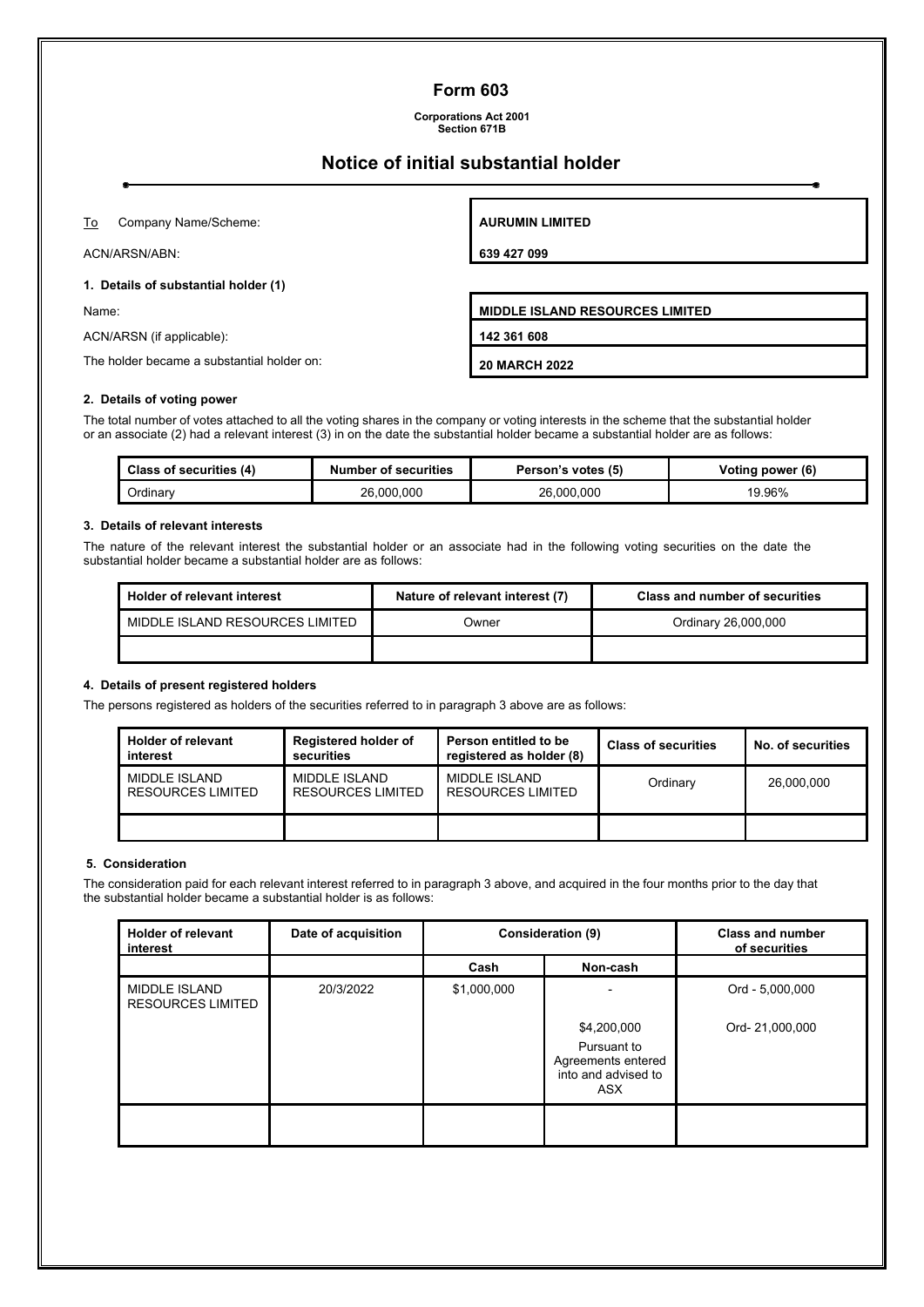# Form 603

**Corporations Act 2001**
**Section 671B**

## Notice of initial substantial holder

| | |
|---|---|
| To Company Name/Scheme: | **AURUMIN LIMITED** |
| ACN/ARSN/ABN: | **639 427 099** |

### 1. Details of substantial holder (1)

| | |
|---|---|
| Name: | **MIDDLE ISLAND RESOURCES LIMITED** |
| ACN/ARSN (if applicable): | **142 361 608** |
| The holder became a substantial holder on: | **20 MARCH 2022** |

### 2. Details of voting power

The total number of votes attached to all the voting shares in the company or voting interests in the scheme that the substantial holder or an associate (2) had a relevant interest (3) in on the date the substantial holder became a substantial holder are as follows:

| Class of securities (4) | Number of securities | Person's votes (5) | Voting power (6) |
|---|---|---|---|
| Ordinary | 26,000,000 | 26,000,000 | 19.96% |

### 3. Details of relevant interests

The nature of the relevant interest the substantial holder or an associate had in the following voting securities on the date the substantial holder became a substantial holder are as follows:

| Holder of relevant interest | Nature of relevant interest (7) | Class and number of securities |
|---|---|---|
| MIDDLE ISLAND RESOURCES LIMITED | Owner | Ordinary 26,000,000 |
| | | |

### 4. Details of present registered holders

The persons registered as holders of the securities referred to in paragraph 3 above are as follows:

| Holder of relevant interest | Registered holder of securities | Person entitled to be registered as holder (8) | Class of securities | No. of securities |
|---|---|---|---|---|
| MIDDLE ISLAND RESOURCES LIMITED | MIDDLE ISLAND RESOURCES LIMITED | MIDDLE ISLAND RESOURCES LIMITED | Ordinary | 26,000,000 |
| | | | | |

### 5. Consideration

The consideration paid for each relevant interest referred to in paragraph 3 above, and acquired in the four months prior to the day that the substantial holder became a substantial holder is as follows:

| Holder of relevant interest | Date of acquisition | Consideration (9) | | Class and number of securities |
|---|---|---|---|---|
| | | Cash | Non-cash | |
| MIDDLE ISLAND RESOURCES LIMITED | 20/3/2022 | $1,000,000 | - | Ord - 5,000,000 |
| | | | $4,200,000 Pursuant to Agreements entered into and advised to ASX | Ord- 21,000,000 |
| | | | | |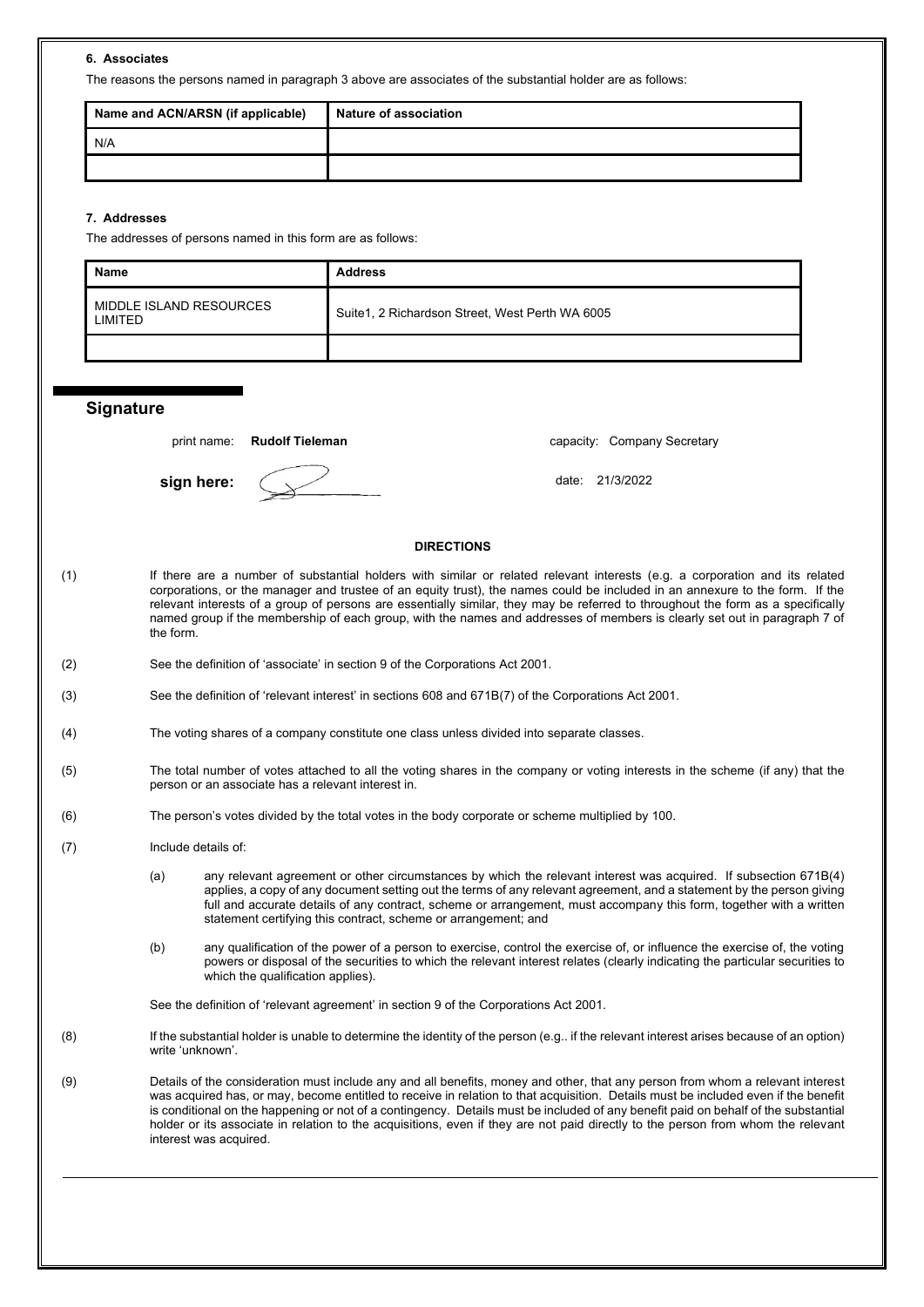### 6. Associates

The reasons the persons named in paragraph 3 above are associates of the substantial holder are as follows:

| Name and ACN/ARSN (if applicable) | Nature of association |
|---|---|
| N/A | |
| | |

### 7. Addresses

The addresses of persons named in this form are as follows:

| Name | Address |
|---|---|
| MIDDLE ISLAND RESOURCES LIMITED | Suite1, 2 Richardson Street, West Perth WA 6005 |
| | |

## Signature

print name: **Rudolf Tieleman**

capacity: Company Secretary

**sign here:**

date: 21/3/2022

**DIRECTIONS**

(1) If there are a number of substantial holders with similar or related relevant interests (e.g. a corporation and its related corporations, or the manager and trustee of an equity trust), the names could be included in an annexure to the form. If the relevant interests of a group of persons are essentially similar, they may be referred to throughout the form as a specifically named group if the membership of each group, with the names and addresses of members is clearly set out in paragraph 7 of the form.

(2) See the definition of 'associate' in section 9 of the Corporations Act 2001.

(3) See the definition of 'relevant interest' in sections 608 and 671B(7) of the Corporations Act 2001.

(4) The voting shares of a company constitute one class unless divided into separate classes.

(5) The total number of votes attached to all the voting shares in the company or voting interests in the scheme (if any) that the person or an associate has a relevant interest in.

(6) The person's votes divided by the total votes in the body corporate or scheme multiplied by 100.

(7) Include details of:

(a) any relevant agreement or other circumstances by which the relevant interest was acquired. If subsection 671B(4) applies, a copy of any document setting out the terms of any relevant agreement, and a statement by the person giving full and accurate details of any contract, scheme or arrangement, must accompany this form, together with a written statement certifying this contract, scheme or arrangement; and

(b) any qualification of the power of a person to exercise, control the exercise of, or influence the exercise of, the voting powers or disposal of the securities to which the relevant interest relates (clearly indicating the particular securities to which the qualification applies).

See the definition of 'relevant agreement' in section 9 of the Corporations Act 2001.

(8) If the substantial holder is unable to determine the identity of the person (e.g.. if the relevant interest arises because of an option) write 'unknown'.

(9) Details of the consideration must include any and all benefits, money and other, that any person from whom a relevant interest was acquired has, or may, become entitled to receive in relation to that acquisition. Details must be included even if the benefit is conditional on the happening or not of a contingency. Details must be included of any benefit paid on behalf of the substantial holder or its associate in relation to the acquisitions, even if they are not paid directly to the person from whom the relevant interest was acquired.